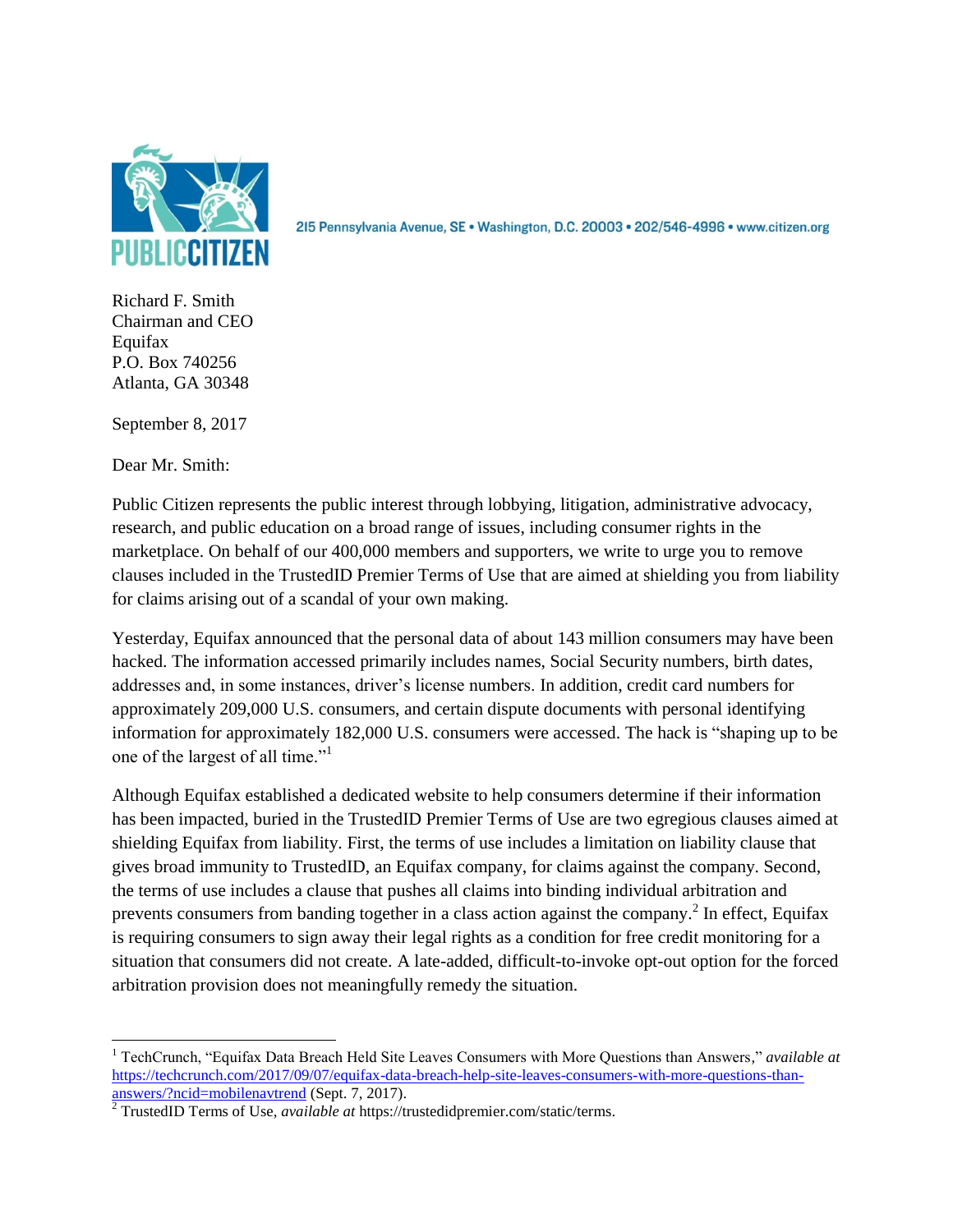PUBLIC CITIZEN

215 Pennsylvania Avenue, SE • Washington, D.C. 20003 • 202/546-4996 • www.citizen.org

Richard F. Smith
Chairman and CEO
Equifax
P.O. Box 740256
Atlanta, GA 30348

September 8, 2017

Dear Mr. Smith:

Public Citizen represents the public interest through lobbying, litigation, administrative advocacy, research, and public education on a broad range of issues, including consumer rights in the marketplace. On behalf of our 400,000 members and supporters, we write to urge you to remove clauses included in the TrustedID Premier Terms of Use that are aimed at shielding you from liability for claims arising out of a scandal of your own making.

Yesterday, Equifax announced that the personal data of about 143 million consumers may have been hacked. The information accessed primarily includes names, Social Security numbers, birth dates, addresses and, in some instances, driver's license numbers. In addition, credit card numbers for approximately 209,000 U.S. consumers, and certain dispute documents with personal identifying information for approximately 182,000 U.S. consumers were accessed. The hack is "shaping up to be one of the largest of all time."[1]

Although Equifax established a dedicated website to help consumers determine if their information has been impacted, buried in the TrustedID Premier Terms of Use are two egregious clauses aimed at shielding Equifax from liability. First, the terms of use includes a limitation on liability clause that gives broad immunity to TrustedID, an Equifax company, for claims against the company. Second, the terms of use includes a clause that pushes all claims into binding individual arbitration and prevents consumers from banding together in a class action against the company.[2] In effect, Equifax is requiring consumers to sign away their legal rights as a condition for free credit monitoring for a situation that consumers did not create. A late-added, difficult-to-invoke opt-out option for the forced arbitration provision does not meaningfully remedy the situation.

---

[1] TechCrunch, "Equifax Data Breach Held Site Leaves Consumers with More Questions than Answers," *available at* https://techcrunch.com/2017/09/07/equifax-data-breach-help-site-leaves-consumers-with-more-questions-than-answers/?ncid=mobilenavtrend (Sept. 7, 2017).

[2] TrustedID Terms of Use, *available at* https://trustedidpremier.com/static/terms.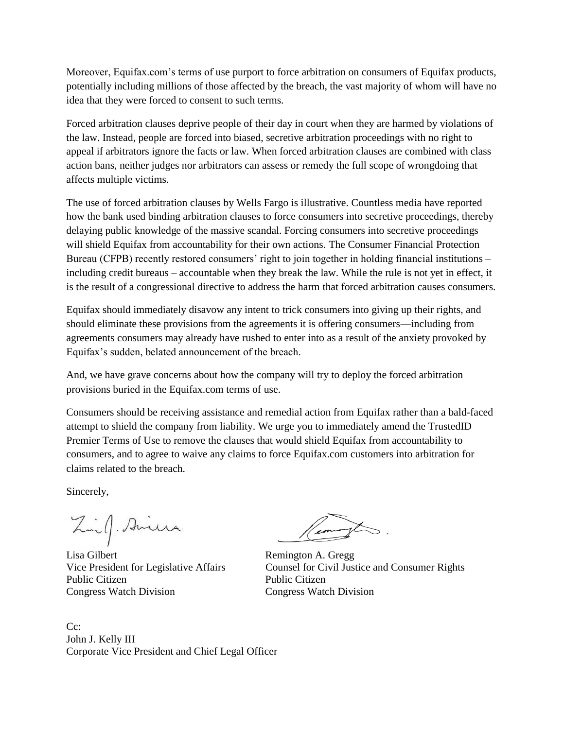Moreover, Equifax.com's terms of use purport to force arbitration on consumers of Equifax products, potentially including millions of those affected by the breach, the vast majority of whom will have no idea that they were forced to consent to such terms.

Forced arbitration clauses deprive people of their day in court when they are harmed by violations of the law. Instead, people are forced into biased, secretive arbitration proceedings with no right to appeal if arbitrators ignore the facts or law. When forced arbitration clauses are combined with class action bans, neither judges nor arbitrators can assess or remedy the full scope of wrongdoing that affects multiple victims.

The use of forced arbitration clauses by Wells Fargo is illustrative. Countless media have reported how the bank used binding arbitration clauses to force consumers into secretive proceedings, thereby delaying public knowledge of the massive scandal. Forcing consumers into secretive proceedings will shield Equifax from accountability for their own actions. The Consumer Financial Protection Bureau (CFPB) recently restored consumers' right to join together in holding financial institutions – including credit bureaus – accountable when they break the law. While the rule is not yet in effect, it is the result of a congressional directive to address the harm that forced arbitration causes consumers.

Equifax should immediately disavow any intent to trick consumers into giving up their rights, and should eliminate these provisions from the agreements it is offering consumers—including from agreements consumers may already have rushed to enter into as a result of the anxiety provoked by Equifax's sudden, belated announcement of the breach.

And, we have grave concerns about how the company will try to deploy the forced arbitration provisions buried in the Equifax.com terms of use.

Consumers should be receiving assistance and remedial action from Equifax rather than a bald-faced attempt to shield the company from liability. We urge you to immediately amend the TrustedID Premier Terms of Use to remove the clauses that would shield Equifax from accountability to consumers, and to agree to waive any claims to force Equifax.com customers into arbitration for claims related to the breach.

Sincerely,

Lisa Gilbert
Vice President for Legislative Affairs
Public Citizen
Congress Watch Division

Remington A. Gregg
Counsel for Civil Justice and Consumer Rights
Public Citizen
Congress Watch Division

Cc:
John J. Kelly III
Corporate Vice President and Chief Legal Officer